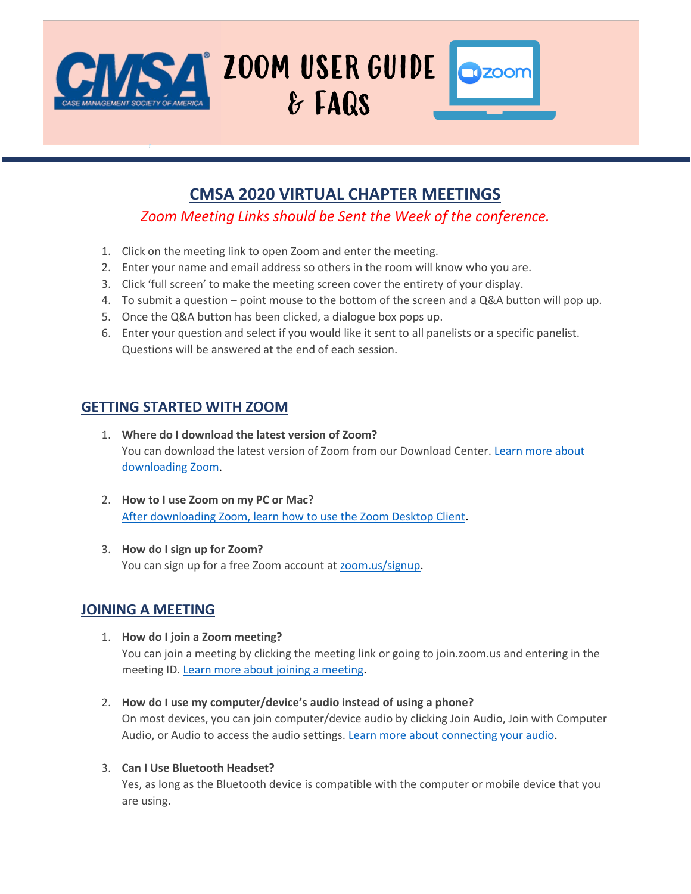# ZOOM USER GUIDE & FAQs

## CMSA 2020 VIRTUAL CHAPTER MEETINGS

*Zoom Meeting Links should be Sent the Week of the conference.*

1. Click on the meeting link to open Zoom and enter the meeting.
2. Enter your name and email address so others in the room will know who you are.
3. Click 'full screen' to make the meeting screen cover the entirety of your display.
4. To submit a question – point mouse to the bottom of the screen and a Q&A button will pop up.
5. Once the Q&A button has been clicked, a dialogue box pops up.
6. Enter your question and select if you would like it sent to all panelists or a specific panelist. Questions will be answered at the end of each session.

## GETTING STARTED WITH ZOOM

1. **Where do I download the latest version of Zoom?**
   You can download the latest version of Zoom from our Download Center. Learn more about downloading Zoom.

2. **How to I use Zoom on my PC or Mac?**
   After downloading Zoom, learn how to use the Zoom Desktop Client.

3. **How do I sign up for Zoom?**
   You can sign up for a free Zoom account at zoom.us/signup.

## JOINING A MEETING

1. **How do I join a Zoom meeting?**
   You can join a meeting by clicking the meeting link or going to join.zoom.us and entering in the meeting ID. Learn more about joining a meeting.

2. **How do I use my computer/device's audio instead of using a phone?**
   On most devices, you can join computer/device audio by clicking Join Audio, Join with Computer Audio, or Audio to access the audio settings. Learn more about connecting your audio.

3. **Can I Use Bluetooth Headset?**
   Yes, as long as the Bluetooth device is compatible with the computer or mobile device that you are using.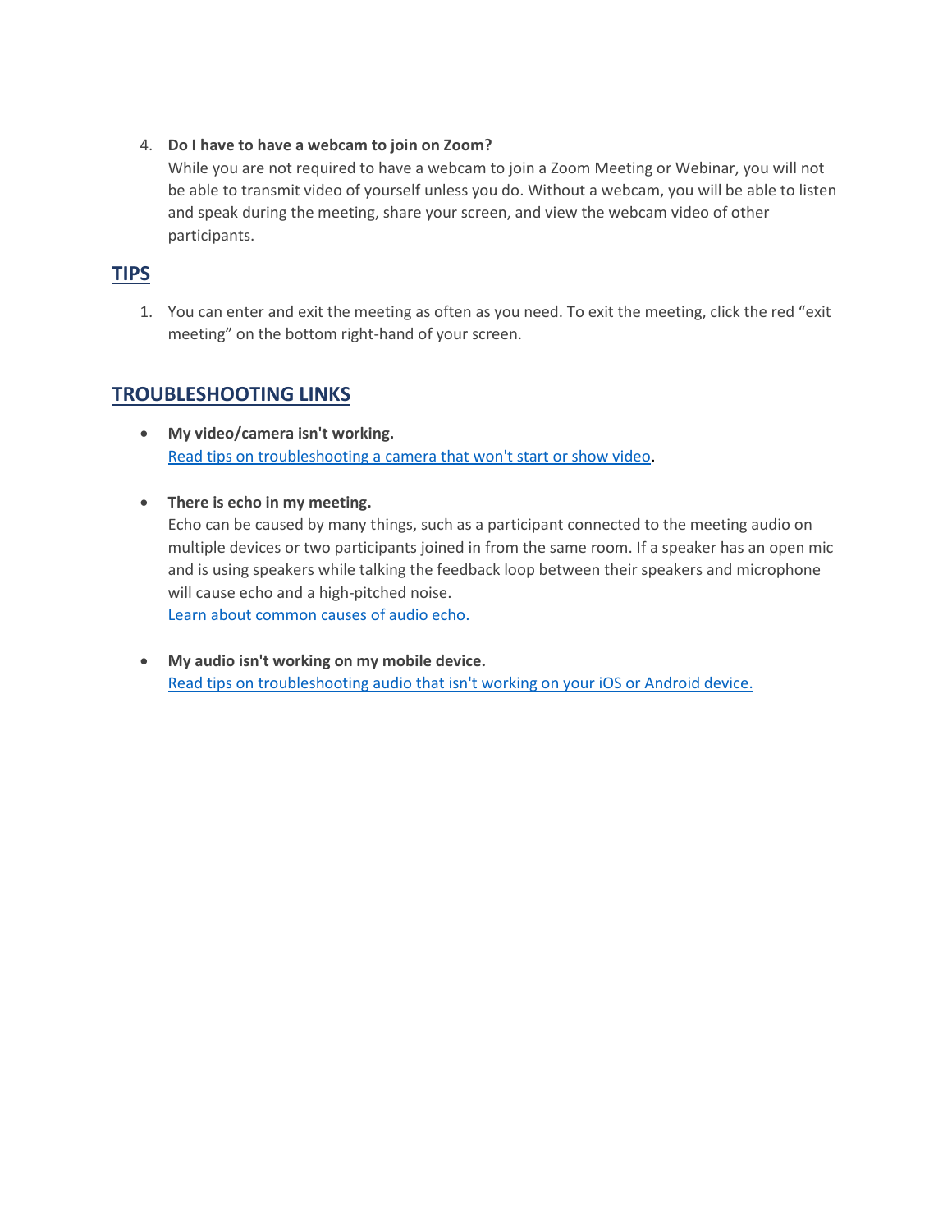4. **Do I have to have a webcam to join on Zoom?**
   While you are not required to have a webcam to join a Zoom Meeting or Webinar, you will not be able to transmit video of yourself unless you do. Without a webcam, you will be able to listen and speak during the meeting, share your screen, and view the webcam video of other participants.

## TIPS

1. You can enter and exit the meeting as often as you need. To exit the meeting, click the red "exit meeting" on the bottom right-hand of your screen.

## TROUBLESHOOTING LINKS

- **My video/camera isn't working.**
  Read tips on troubleshooting a camera that won't start or show video.

- **There is echo in my meeting.**
  Echo can be caused by many things, such as a participant connected to the meeting audio on multiple devices or two participants joined in from the same room. If a speaker has an open mic and is using speakers while talking the feedback loop between their speakers and microphone will cause echo and a high-pitched noise.
  Learn about common causes of audio echo.

- **My audio isn't working on my mobile device.**
  Read tips on troubleshooting audio that isn't working on your iOS or Android device.